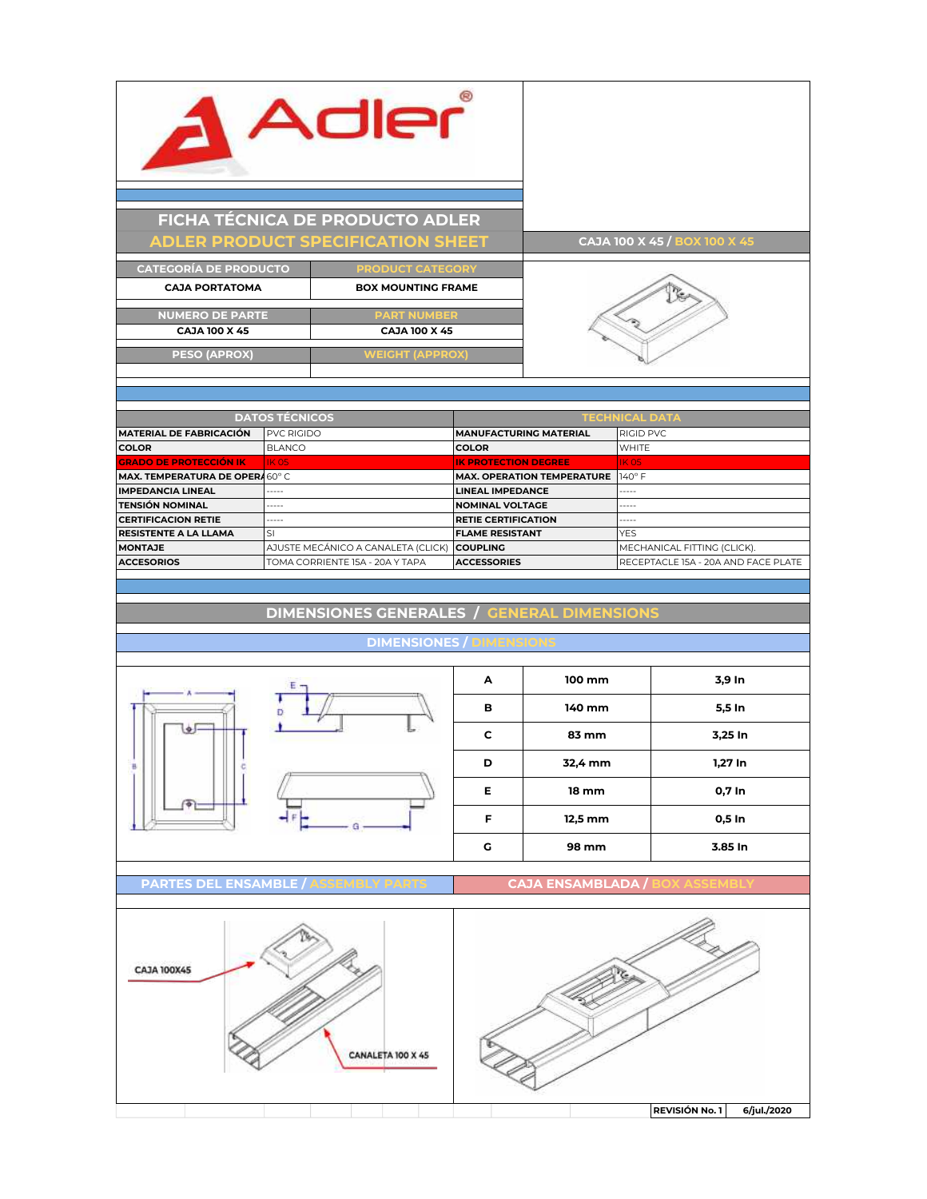# FICHA TÉCNICA DE PRODUCTO ADLER

## ADLER PRODUCT SPECIFICATION SHEET

**CAJA 100 X 45 / BOX 100 X 45**

| CATEGORÍA DE PRODUCTO | PRODUCT CATEGORY |
|---|---|
| CAJA PORTATOMA | BOX MOUNTING FRAME |

| NUMERO DE PARTE | PART NUMBER |
|---|---|
| CAJA 100 X 45 | CAJA 100 X 45 |

| PESO (APROX) | WEIGHT (APPROX) |
|---|---|
| | |

| DATOS TÉCNICOS | | TECHNICAL DATA | |
|---|---|---|---|
| MATERIAL DE FABRICACIÓN | PVC RIGIDO | MANUFACTURING MATERIAL | RIGID PVC |
| COLOR | BLANCO | COLOR | WHITE |
| GRADO DE PROTECCIÓN IK | IK 05 | IK PROTECTION DEGREE | IK 05 |
| MAX. TEMPERATURA DE OPERA | 60° C | MAX. OPERATION TEMPERATURE | 140° F |
| IMPEDANCIA LINEAL | ----- | LINEAL IMPEDANCE | ----- |
| TENSIÓN NOMINAL | ----- | NOMINAL VOLTAGE | ----- |
| CERTIFICACION RETIE | ----- | RETIE CERTIFICATION | ----- |
| RESISTENTE A LA LLAMA | SI | FLAME RESISTANT | YES |
| MONTAJE | AJUSTE MECÁNICO A CANALETA (CLICK) | COUPLING | MECHANICAL FITTING (CLICK). |
| ACCESORIOS | TOMA CORRIENTE 15A - 20A Y TAPA | ACCESSORIES | RECEPTACLE 15A - 20A AND FACE PLATE |

## DIMENSIONES GENERALES / GENERAL DIMENSIONS

### DIMENSIONES / DIMENSIONS

| | | |
|---|---|---|
| A | 100 mm | 3,9 In |
| B | 140 mm | 5,5 In |
| C | 83 mm | 3,25 In |
| D | 32,4 mm | 1,27 In |
| E | 18 mm | 0,7 In |
| F | 12,5 mm | 0,5 In |
| G | 98 mm | 3.85 In |

### PARTES DEL ENSAMBLE / ASSEMBLY PARTS

CAJA 100X45

CANALETA 100 X 45

### CAJA ENSAMBLADA / BOX ASSEMBLY

| REVISIÓN No. 1 | 6/jul./2020 |
|---|---|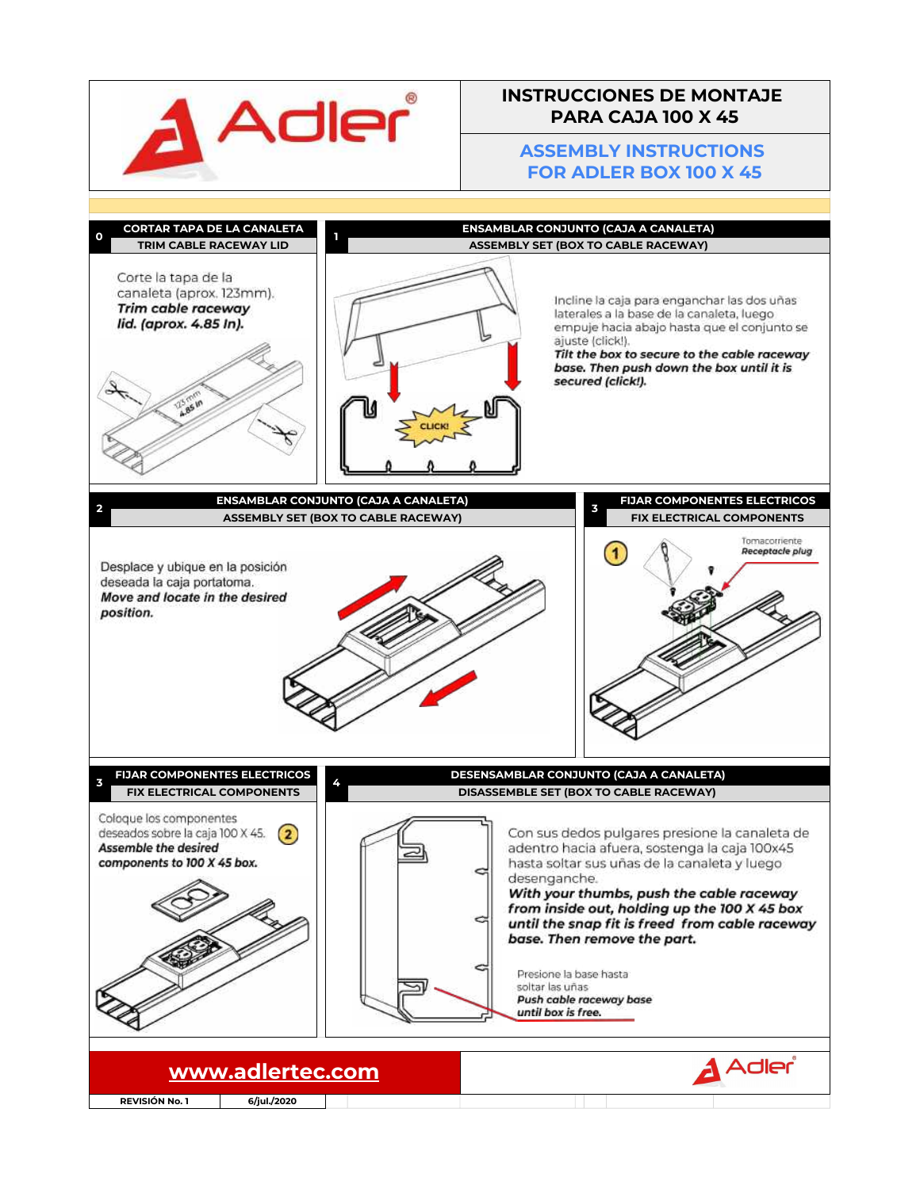# INSTRUCCIONES DE MONTAJE PARA CAJA 100 X 45

# ASSEMBLY INSTRUCTIONS FOR ADLER BOX 100 X 45

## 0 CORTAR TAPA DE LA CANALETA
### TRIM CABLE RACEWAY LID

Corte la tapa de la canaleta (aprox. 123mm).
***Trim cable raceway lid. (aprox. 4.85 In).***

123 mm
4.85 in

## 1 ENSAMBLAR CONJUNTO (CAJA A CANALETA)
### ASSEMBLY SET (BOX TO CABLE RACEWAY)

CLICK!

Incline la caja para enganchar las dos uñas laterales a la base de la canaleta, luego empuje hacia abajo hasta que el conjunto se ajuste (click!).
***Tilt the box to secure to the cable raceway base. Then push down the box until it is secured (click!).***

## 2 ENSAMBLAR CONJUNTO (CAJA A CANALETA)
### ASSEMBLY SET (BOX TO CABLE RACEWAY)

Desplace y ubique en la posición deseada la caja portatoma.
***Move and locate in the desired position.***

## 3 FIJAR COMPONENTES ELECTRICOS
### FIX ELECTRICAL COMPONENTS

1

Tomacorriente
***Receptacle plug***

## 3 FIJAR COMPONENTES ELECTRICOS
### FIX ELECTRICAL COMPONENTS

Coloque los componentes deseados sobre la caja 100 X 45. (2)
***Assemble the desired components to 100 X 45 box.***

## 4 DESENSAMBLAR CONJUNTO (CAJA A CANALETA)
### DISASSEMBLE SET (BOX TO CABLE RACEWAY)

Con sus dedos pulgares presione la canaleta de adentro hacia afuera, sostenga la caja 100x45 hasta soltar sus uñas de la canaleta y luego desenganche.
***With your thumbs, push the cable raceway from inside out, holding up the 100 X 45 box until the snap fit is freed from cable raceway base. Then remove the part.***

Presione la base hasta soltar las uñas
***Push cable raceway base until box is free.***

**www.adlertec.com**

| REVISIÓN No. 1 | 6/jul./2020 |
|---|---|